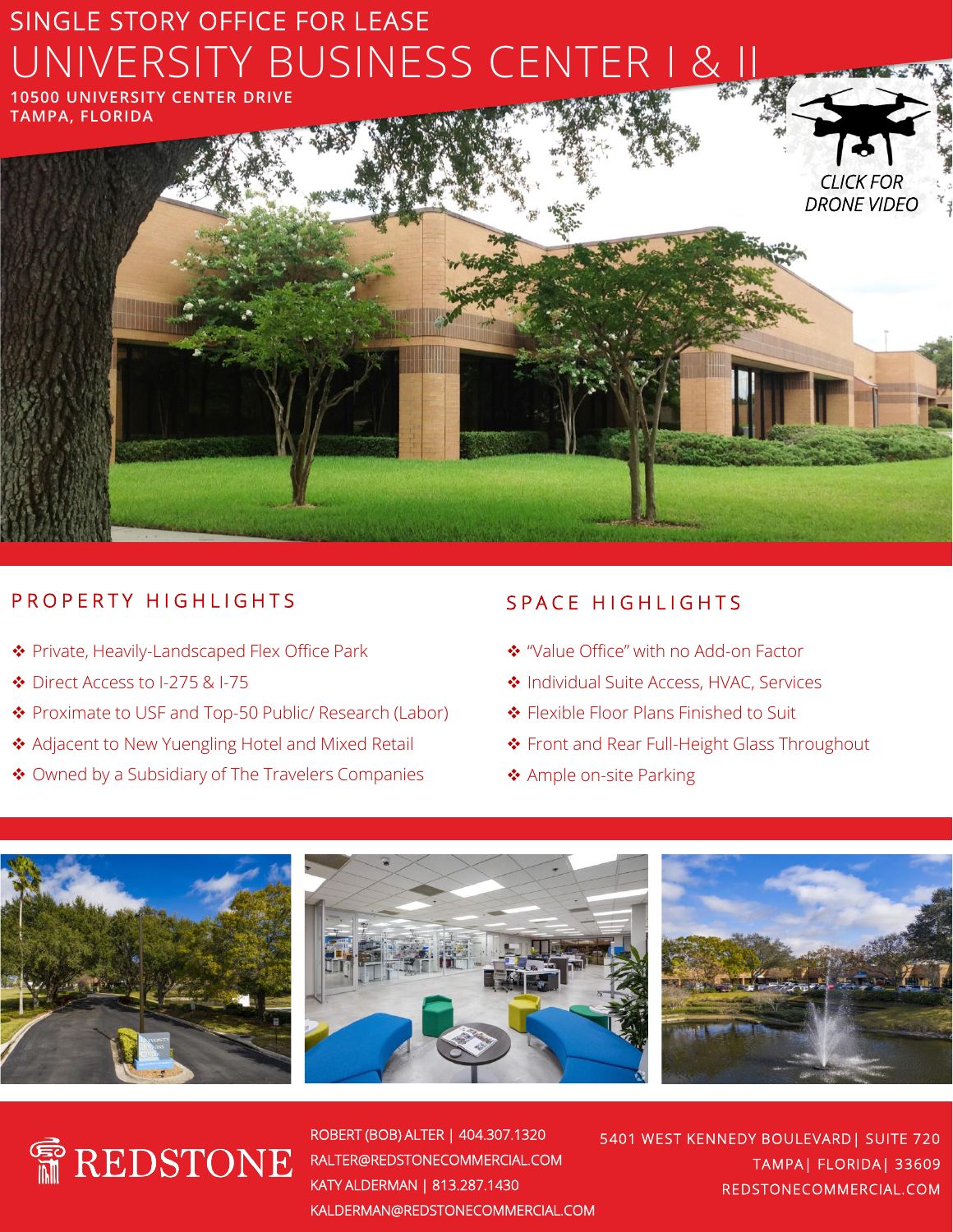SINGLE STORY OFFICE FOR LEASE

# UNIVERSITY BUSINESS CENTER I & II

**10500 UNIVERSITY CENTER DRIVE**
**TAMPA, FLORIDA**

CLICK FOR DRONE VIDEO

## PROPERTY HIGHLIGHTS

- Private, Heavily-Landscaped Flex Office Park
- Direct Access to I-275 & I-75
- Proximate to USF and Top-50 Public/ Research (Labor)
- Adjacent to New Yuengling Hotel and Mixed Retail
- Owned by a Subsidiary of The Travelers Companies

## SPACE HIGHLIGHTS

- "Value Office" with no Add-on Factor
- Individual Suite Access, HVAC, Services
- Flexible Floor Plans Finished to Suit
- Front and Rear Full-Height Glass Throughout
- Ample on-site Parking

REDSTONE

ROBERT (BOB) ALTER | 404.307.1320
RALTER@REDSTONECOMMERCIAL.COM
KATY ALDERMAN | 813.287.1430
KALDERMAN@REDSTONECOMMERCIAL.COM

5401 WEST KENNEDY BOULEVARD| SUITE 720
TAMPA| FLORIDA| 33609
REDSTONECOMMERCIAL.COM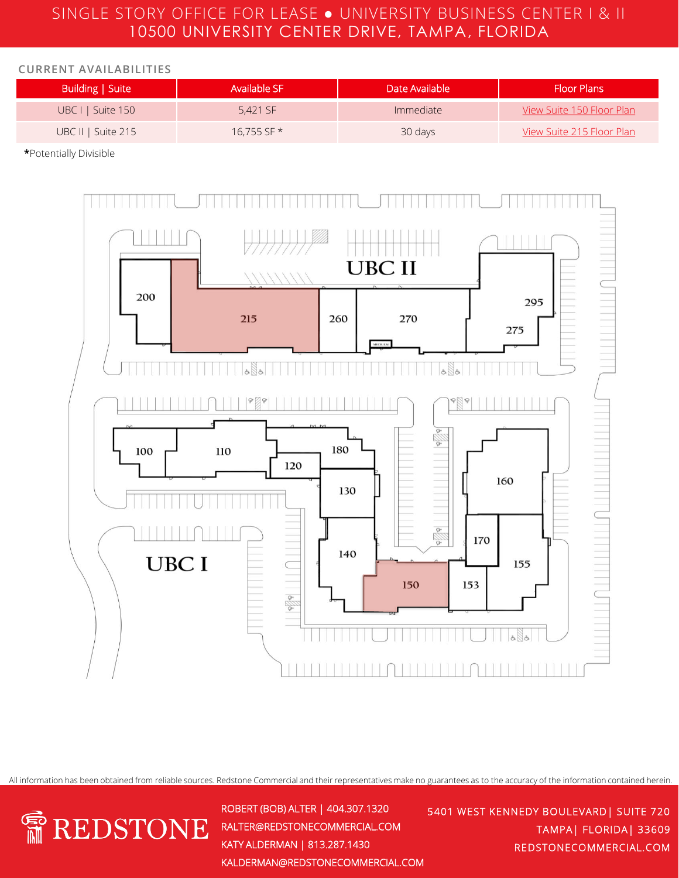# SINGLE STORY OFFICE FOR LEASE ● UNIVERSITY BUSINESS CENTER I & II
# 10500 UNIVERSITY CENTER DRIVE, TAMPA, FLORIDA

## CURRENT AVAILABILITIES

| Building \| Suite | Available SF | Date Available | Floor Plans |
|---|---|---|---|
| UBC I \| Suite 150 | 5,421 SF | Immediate | View Suite 150 Floor Plan |
| UBC II \| Suite 215 | 16,755 SF * | 30 days | View Suite 215 Floor Plan |

***Potentially Divisible**

UBC II

200

215

260

270

295

275

100

110

180

120

130

160

140

170

155

150

153

UBC I

All information has been obtained from reliable sources. Redstone Commercial and their representatives make no guarantees as to the accuracy of the information contained herein.

REDSTONE

ROBERT (BOB) ALTER | 404.307.1320
RALTER@REDSTONECOMMERCIAL.COM
KATY ALDERMAN | 813.287.1430
KALDERMAN@REDSTONECOMMERCIAL.COM

5401 WEST KENNEDY BOULEVARD| SUITE 720
TAMPA| FLORIDA| 33609
REDSTONECOMMERCIAL.COM